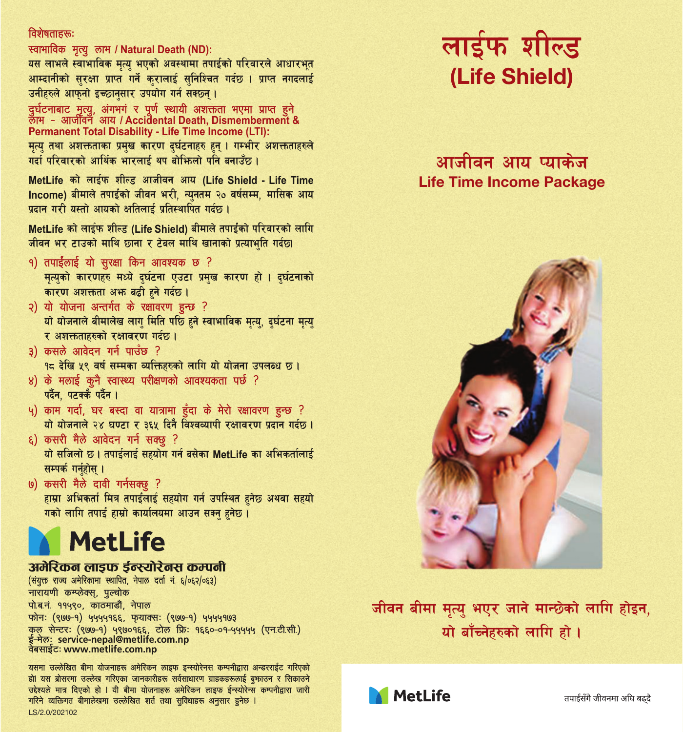## विशेषताहरूः

### स्वाभाविक मृत्यु लाभ / Natural Death (ND):

यस लाभले स्वाभाविक मृत्यु भएको अवस्थामा तपाईंको परिवारले आधारभूत आम्दानीको सुरक्षा प्राप्त गर्ने कुरालाई सुनिश्चित गर्दछ । प्राप्त नगदलाई उनीहरुले आफ्नो इच्छानुसार उपयोग गर्न सक्छन् ।

### दुर्घटनाबाट मृत्यु, अंगभंग र पूर्ण स्थायी अशक्तता भएमा प्राप्त हुने लाभ - आजीवन आय / Accidental Death, Dismemberment & Permanent Total Disability - Life Time Income (LTI):

मृत्यु तथा अशक्तताका प्रमुख कारण दुर्घटनाहरु हुन् । गम्भीर अशक्तताहरुले गर्दा परिवारको आर्थिक भारलाई थप बोझिलो पनि बनाउँछ ।

**MetLife** को लाईफ शील्ड आजीवन आय (**Life Shield - Life Time Income**) बीमाले तपाईंको जीवन भरी, न्युनतम २० वर्षसम्म, मासिक आय प्रदान गरी यस्तो आयको क्षतिलाई प्रतिस्थापित गर्दछ ।

**MetLife** को लाईफ शील्ड (**Life Shield**) बीमाले तपाईंको परिवारको लागि जीवन भर टाउको माथि छाना र टेबल माथि खानाको प्रत्याभुति गर्दछ।

१) **तपाईंलाई यो सुरक्षा किन आवश्यक छ ?**
मृत्युको कारणहरु मध्ये दुर्घटना एउटा प्रमुख कारण हो । दुर्घटनाको कारण अशक्तता अझ बढी हुने गर्दछ ।

२) **यो योजना अन्तर्गत के रक्षावरण हुन्छ ?**
यो योजनाले बीमालेख लागु मिति पछि हुने स्वाभाविक मृत्यु, दुर्घटना मृत्यु र अशक्तताहरुको रक्षावरण गर्दछ ।

३) **कसले आवेदन गर्न पाउँछ ?**
१८ देखि ५९ वर्ष सम्मका व्यक्तिहरुको लागि यो योजना उपलब्ध छ ।

४) **के मलाई कुनै स्वास्थ्य परीक्षणको आवश्यकता पर्छ ?**
पर्दैन, पटक्कै पर्दैन ।

५) **काम गर्दा, घर बस्दा वा यात्रामा हुँदा के मेरो रक्षावरण हुन्छ ?**
यो योजनाले २४ घण्टा र ३६५ दिनै विश्वव्यापी रक्षावरण प्रदान गर्दछ ।

६) **कसरी मैले आवेदन गर्न सक्छु ?**
यो सजिलो छ । तपाईलाई सहयोग गर्न बसेका MetLife का अभिकर्तालाई सम्पर्क गर्नुहोस् ।

७) **कसरी मैले दावी गर्नसक्छु ?**
हाम्रा अभिकर्ता मित्र तपाईंलाई सहयोग गर्न उपस्थित हुनेछ अथवा सहयोगको लागि तपाई हाम्रो कार्यालयमा आउन सक्नु हुनेछ ।

**MetLife**

**अमेरिकन लाइफ ईन्स्योरेनस कम्पनी**

(संयुक्त राज्य अमेरिकामा स्थापित, नेपाल दर्ता नं. ६/०६२/०६३)
नारायणी कम्प्लेक्स्, पुल्चोक
पो.ब.नं. ११५९०, काठमाडौं, नेपाल
फोनः (९७७-१) ५५५५१६६, फ्याक्सः (९७७-१) ५५५५१७३
कल सेन्टरः (९७७-१) ५९७०१६६, टोल फ्रिः १६६०-०१-५५५५५ (एन.टी.सी.)
ई-मेलः service-nepal@metlife.com.np
वेबसाईटः www.metlife.com.np

यसमा उल्लेखित बीमा योजनाहरू अमेरिकन लाइफ इन्स्योरेन्स कम्पनीद्वारा अन्डरराईट गरिएको हो। यस ब्रोसरमा उल्लेख गरिएका जानकारीहरू सर्वसाधारण ग्राहकहरूलाई बुझाउन र सिकाउने उद्देश्यले मात्र दिएको हो । यी बीमा योजनाहरू अमेरिकन लाइफ ईन्स्योरेन्स कम्पनीद्वारा जारी गरिने व्यक्तिगत बीमालेखमा उल्लेखित शर्त तथा सुविधाहरू अनुसार हुनेछ ।

LS/2.0/202102

# लाईफ शील्ड (Life Shield)

## आजीवन आय प्याकेज
## Life Time Income Package

**जीवन बीमा मृत्यु भएर जाने मान्छेको लागि होइन, यो बाँच्नेहरुको लागि हो ।**

**MetLife**

तपाईंसँगै जीवनमा अघि बढ्दै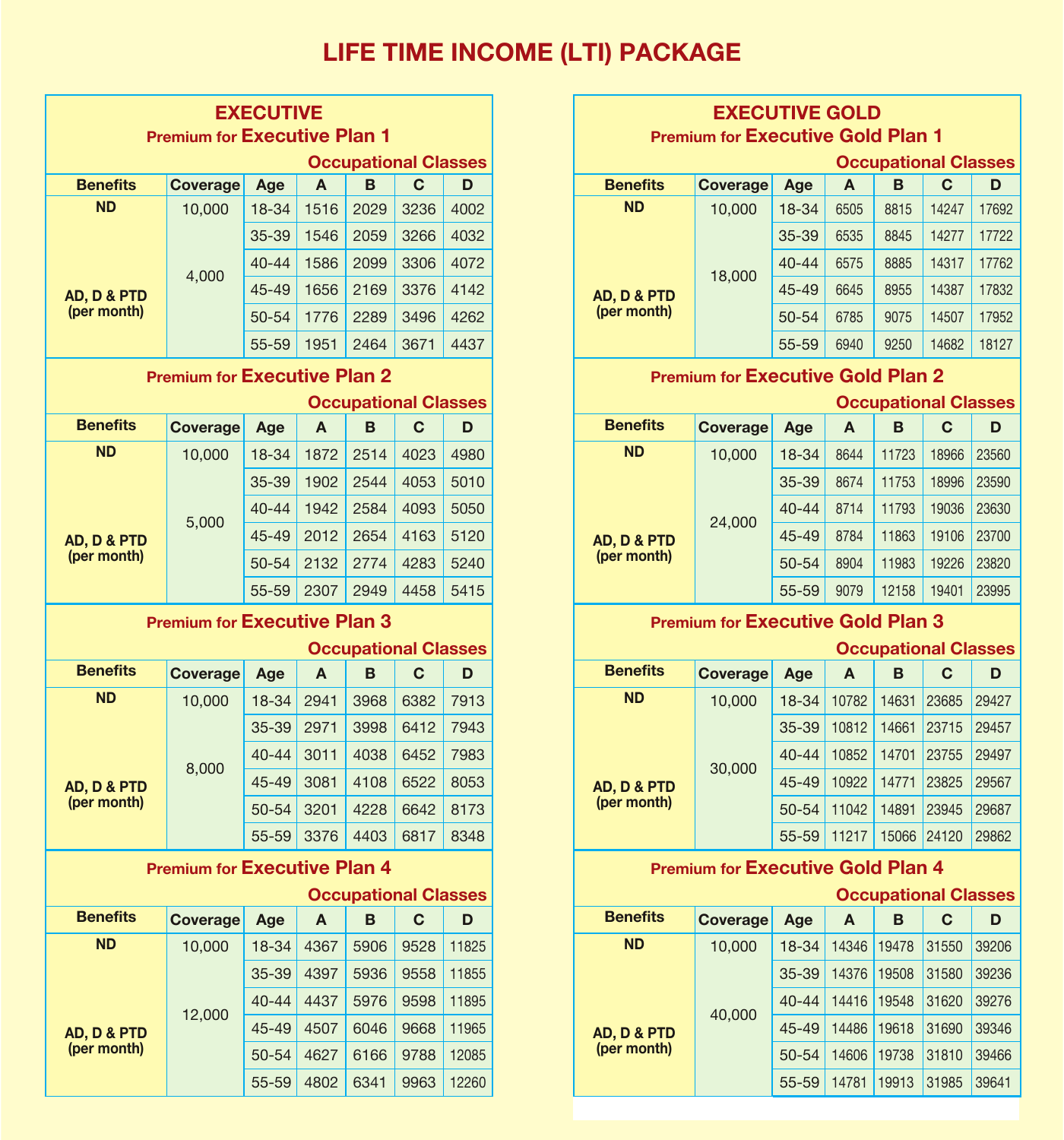# LIFE TIME INCOME (LTI) PACKAGE

## EXECUTIVE

### Premium for Executive Plan 1

| Benefits | Coverage | Age | A | B | C | D |
|---|---|---|---|---|---|---|
| | | | Occupational Classes | | | |
| ND | 10,000 | 18-34 | 1516 | 2029 | 3236 | 4002 |
| | | 35-39 | 1546 | 2059 | 3266 | 4032 |
| AD, D & PTD (per month) | 4,000 | 40-44 | 1586 | 2099 | 3306 | 4072 |
| | | 45-49 | 1656 | 2169 | 3376 | 4142 |
| | | 50-54 | 1776 | 2289 | 3496 | 4262 |
| | | 55-59 | 1951 | 2464 | 3671 | 4437 |

### Premium for Executive Plan 2

| Benefits | Coverage | Age | A | B | C | D |
|---|---|---|---|---|---|---|
| | | | Occupational Classes | | | |
| ND | 10,000 | 18-34 | 1872 | 2514 | 4023 | 4980 |
| | | 35-39 | 1902 | 2544 | 4053 | 5010 |
| AD, D & PTD (per month) | 5,000 | 40-44 | 1942 | 2584 | 4093 | 5050 |
| | | 45-49 | 2012 | 2654 | 4163 | 5120 |
| | | 50-54 | 2132 | 2774 | 4283 | 5240 |
| | | 55-59 | 2307 | 2949 | 4458 | 5415 |

### Premium for Executive Plan 3

| Benefits | Coverage | Age | A | B | C | D |
|---|---|---|---|---|---|---|
| | | | Occupational Classes | | | |
| ND | 10,000 | 18-34 | 2941 | 3968 | 6382 | 7913 |
| | | 35-39 | 2971 | 3998 | 6412 | 7943 |
| AD, D & PTD (per month) | 8,000 | 40-44 | 3011 | 4038 | 6452 | 7983 |
| | | 45-49 | 3081 | 4108 | 6522 | 8053 |
| | | 50-54 | 3201 | 4228 | 6642 | 8173 |
| | | 55-59 | 3376 | 4403 | 6817 | 8348 |

### Premium for Executive Plan 4

| Benefits | Coverage | Age | A | B | C | D |
|---|---|---|---|---|---|---|
| | | | Occupational Classes | | | |
| ND | 10,000 | 18-34 | 4367 | 5906 | 9528 | 11825 |
| | | 35-39 | 4397 | 5936 | 9558 | 11855 |
| AD, D & PTD (per month) | 12,000 | 40-44 | 4437 | 5976 | 9598 | 11895 |
| | | 45-49 | 4507 | 6046 | 9668 | 11965 |
| | | 50-54 | 4627 | 6166 | 9788 | 12085 |
| | | 55-59 | 4802 | 6341 | 9963 | 12260 |

## EXECUTIVE GOLD

### Premium for Executive Gold Plan 1

| Benefits | Coverage | Age | A | B | C | D |
|---|---|---|---|---|---|---|
| | | | Occupational Classes | | | |
| ND | 10,000 | 18-34 | 6505 | 8815 | 14247 | 17692 |
| | | 35-39 | 6535 | 8845 | 14277 | 17722 |
| AD, D & PTD (per month) | 18,000 | 40-44 | 6575 | 8885 | 14317 | 17762 |
| | | 45-49 | 6645 | 8955 | 14387 | 17832 |
| | | 50-54 | 6785 | 9075 | 14507 | 17952 |
| | | 55-59 | 6940 | 9250 | 14682 | 18127 |

### Premium for Executive Gold Plan 2

| Benefits | Coverage | Age | A | B | C | D |
|---|---|---|---|---|---|---|
| | | | Occupational Classes | | | |
| ND | 10,000 | 18-34 | 8644 | 11723 | 18966 | 23560 |
| | | 35-39 | 8674 | 11753 | 18996 | 23590 |
| AD, D & PTD (per month) | 24,000 | 40-44 | 8714 | 11793 | 19036 | 23630 |
| | | 45-49 | 8784 | 11863 | 19106 | 23700 |
| | | 50-54 | 8904 | 11983 | 19226 | 23820 |
| | | 55-59 | 9079 | 12158 | 19401 | 23995 |

### Premium for Executive Gold Plan 3

| Benefits | Coverage | Age | A | B | C | D |
|---|---|---|---|---|---|---|
| | | | Occupational Classes | | | |
| ND | 10,000 | 18-34 | 10782 | 14631 | 23685 | 29427 |
| | | 35-39 | 10812 | 14661 | 23715 | 29457 |
| AD, D & PTD (per month) | 30,000 | 40-44 | 10852 | 14701 | 23755 | 29497 |
| | | 45-49 | 10922 | 14771 | 23825 | 29567 |
| | | 50-54 | 11042 | 14891 | 23945 | 29687 |
| | | 55-59 | 11217 | 15066 | 24120 | 29862 |

### Premium for Executive Gold Plan 4

| Benefits | Coverage | Age | A | B | C | D |
|---|---|---|---|---|---|---|
| | | | Occupational Classes | | | |
| ND | 10,000 | 18-34 | 14346 | 19478 | 31550 | 39206 |
| | | 35-39 | 14376 | 19508 | 31580 | 39236 |
| AD, D & PTD (per month) | 40,000 | 40-44 | 14416 | 19548 | 31620 | 39276 |
| | | 45-49 | 14486 | 19618 | 31690 | 39346 |
| | | 50-54 | 14606 | 19738 | 31810 | 39466 |
| | | 55-59 | 14781 | 19913 | 31985 | 39641 |